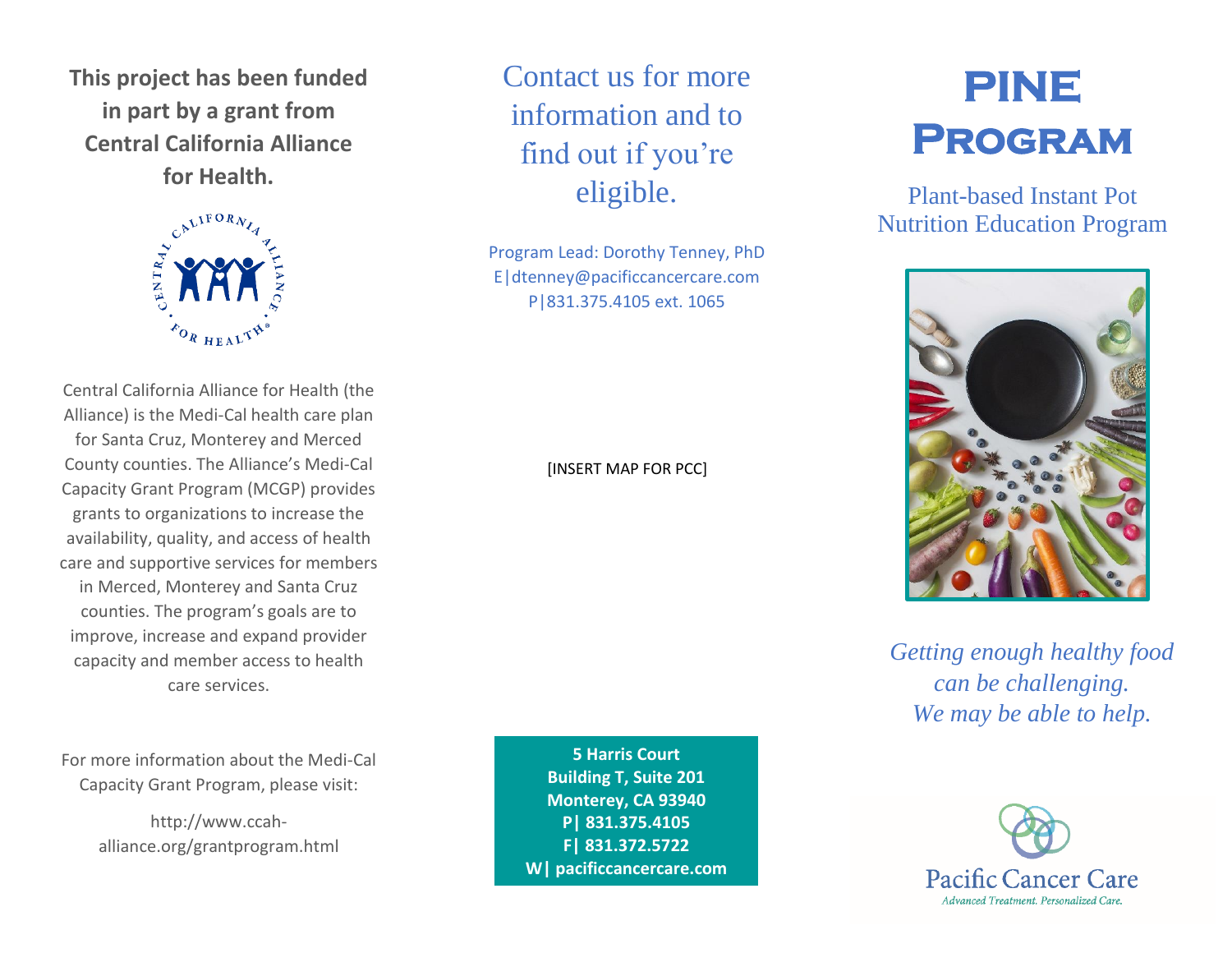**This project has been funded in part by a grant from Central California Alliance for Health.**

Central California Alliance for Health (the Alliance) is the Medi-Cal health care plan for Santa Cruz, Monterey and Merced County counties. The Alliance's Medi-Cal Capacity Grant Program (MCGP) provides grants to organizations to increase the availability, quality, and access of health care and supportive services for members in Merced, Monterey and Santa Cruz counties. The program's goals are to improve, increase and expand provider capacity and member access to health care services.

For more information about the Medi-Cal Capacity Grant Program, please visit:

http://www.ccah-alliance.org/grantprogram.html

## Contact us for more information and to find out if you're eligible.

Program Lead: Dorothy Tenney, PhD
E|dtenney@pacificcancercare.com
P|831.375.4105 ext. 1065

[INSERT MAP FOR PCC]

**5 Harris Court**
**Building T, Suite 201**
**Monterey, CA 93940**
**P| 831.375.4105**
**F| 831.372.5722**
**W| pacificcancercare.com**

# PINE Program

## Plant-based Instant Pot Nutrition Education Program

*Getting enough healthy food can be challenging.*
*We may be able to help.*

Pacific Cancer Care
*Advanced Treatment. Personalized Care.*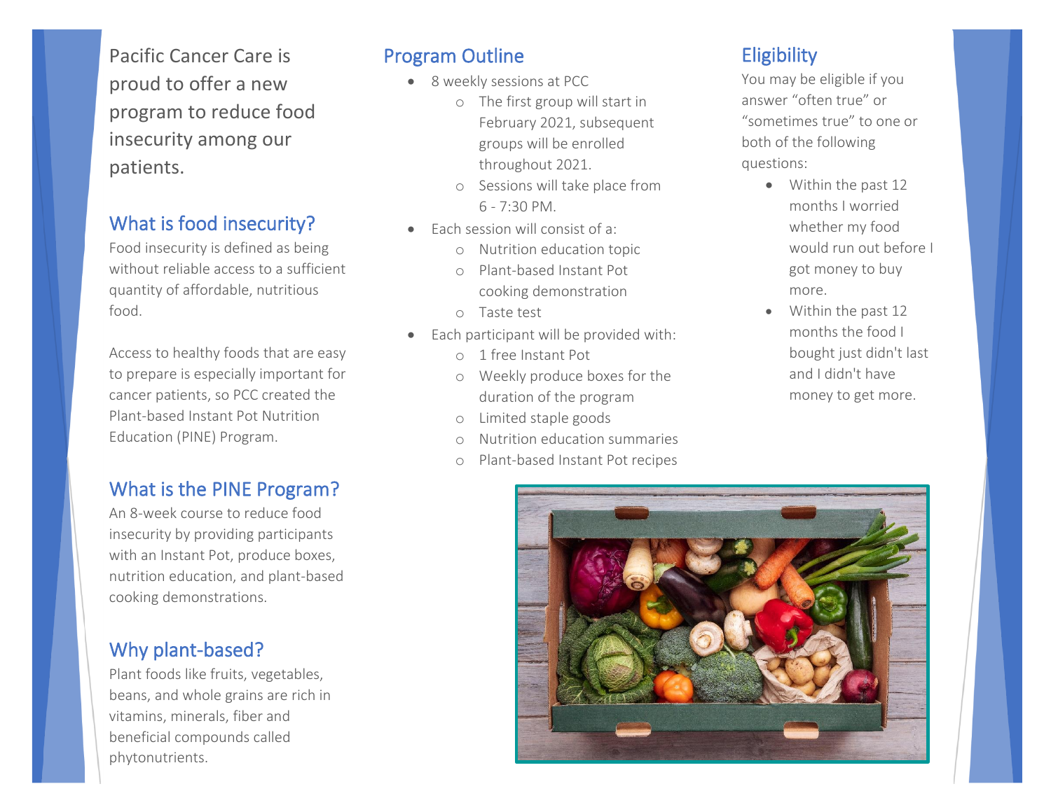Pacific Cancer Care is proud to offer a new program to reduce food insecurity among our patients.

## What is food insecurity?

Food insecurity is defined as being without reliable access to a sufficient quantity of affordable, nutritious food.

Access to healthy foods that are easy to prepare is especially important for cancer patients, so PCC created the Plant-based Instant Pot Nutrition Education (PINE) Program.

## What is the PINE Program?

An 8-week course to reduce food insecurity by providing participants with an Instant Pot, produce boxes, nutrition education, and plant-based cooking demonstrations.

## Why plant-based?

Plant foods like fruits, vegetables, beans, and whole grains are rich in vitamins, minerals, fiber and beneficial compounds called phytonutrients.

## Program Outline

- 8 weekly sessions at PCC
  - The first group will start in February 2021, subsequent groups will be enrolled throughout 2021.
  - Sessions will take place from 6 - 7:30 PM.
- Each session will consist of a:
  - Nutrition education topic
  - Plant-based Instant Pot cooking demonstration
  - Taste test
- Each participant will be provided with:
  - 1 free Instant Pot
  - Weekly produce boxes for the duration of the program
  - Limited staple goods
  - Nutrition education summaries
  - Plant-based Instant Pot recipes

## Eligibility

You may be eligible if you answer “often true” or “sometimes true” to one or both of the following questions:

- Within the past 12 months I worried whether my food would run out before I got money to buy more.
- Within the past 12 months the food I bought just didn't last and I didn't have money to get more.